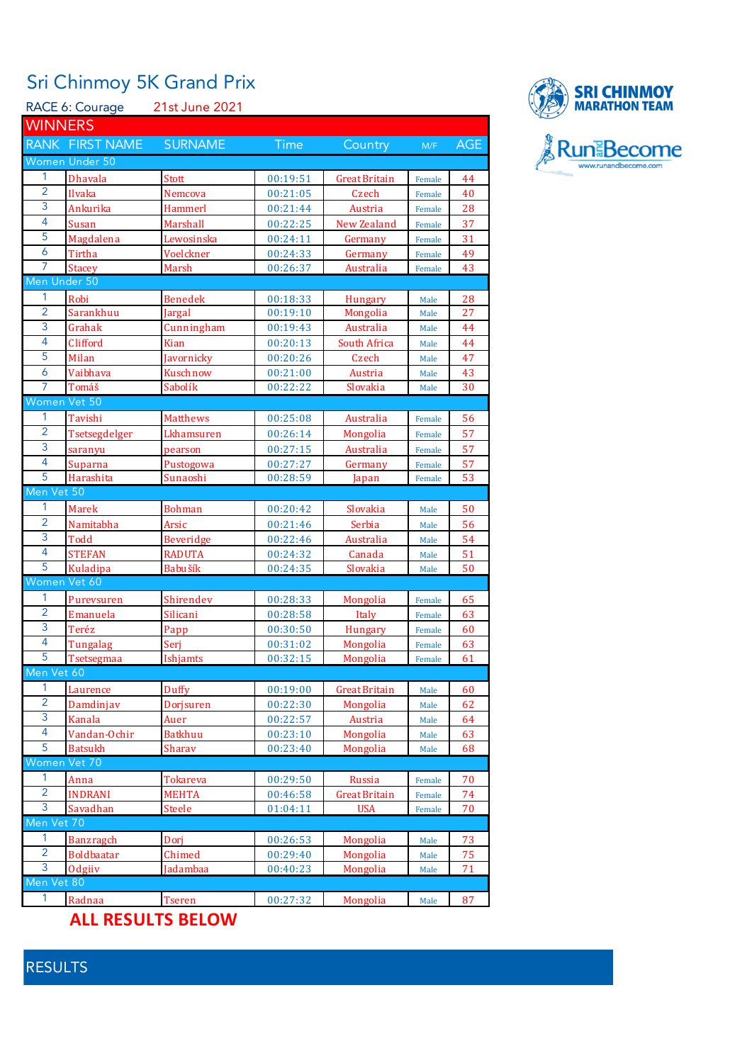# Sri Chinmoy 5K Grand Prix

RACE 6: Courage 21st June 2021

SRI CHINMOY MARATHON TEAM

RunandBecome www.runandbecome.com

## WINNERS

| RANK | FIRST NAME | SURNAME | Time | Country | M/F | AGE |
|---|---|---|---|---|---|---|
| **Women Under 50** | | | | | | |
| 1 | Dhavala | Stott | 00:19:51 | Great Britain | Female | 44 |
| 2 | Ilvaka | Nemcova | 00:21:05 | Czech | Female | 40 |
| 3 | Ankurika | Hammerl | 00:21:44 | Austria | Female | 28 |
| 4 | Susan | Marshall | 00:22:25 | New Zealand | Female | 37 |
| 5 | Magdalena | Lewosinska | 00:24:11 | Germany | Female | 31 |
| 6 | Tirtha | Voelckner | 00:24:33 | Germany | Female | 49 |
| 7 | Stacey | Marsh | 00:26:37 | Australia | Female | 43 |
| **Men Under 50** | | | | | | |
| 1 | Robi | Benedek | 00:18:33 | Hungary | Male | 28 |
| 2 | Sarankhuu | Jargal | 00:19:10 | Mongolia | Male | 27 |
| 3 | Grahak | Cunningham | 00:19:43 | Australia | Male | 44 |
| 4 | Clifford | Kian | 00:20:13 | South Africa | Male | 44 |
| 5 | Milan | Javornicky | 00:20:26 | Czech | Male | 47 |
| 6 | Vaibhava | Kuschnow | 00:21:00 | Austria | Male | 43 |
| 7 | Tomáš | Sabolík | 00:22:22 | Slovakia | Male | 30 |
| **Women Vet 50** | | | | | | |
| 1 | Tavishi | Matthews | 00:25:08 | Australia | Female | 56 |
| 2 | Tsetsegdelger | Lkhamsuren | 00:26:14 | Mongolia | Female | 57 |
| 3 | saranyu | pearson | 00:27:15 | Australia | Female | 57 |
| 4 | Suparna | Pustogowa | 00:27:27 | Germany | Female | 57 |
| 5 | Harashita | Sunaoshi | 00:28:59 | Japan | Female | 53 |
| **Men Vet 50** | | | | | | |
| 1 | Marek | Bohman | 00:20:42 | Slovakia | Male | 50 |
| 2 | Namitabha | Arsic | 00:21:46 | Serbia | Male | 56 |
| 3 | Todd | Beveridge | 00:22:46 | Australia | Male | 54 |
| 4 | STEFAN | RADUTA | 00:24:32 | Canada | Male | 51 |
| 5 | Kuladipa | Babušík | 00:24:35 | Slovakia | Male | 50 |
| **Women Vet 60** | | | | | | |
| 1 | Purevsuren | Shirendev | 00:28:33 | Mongolia | Female | 65 |
| 2 | Emanuela | Silicani | 00:28:58 | Italy | Female | 63 |
| 3 | Teréz | Papp | 00:30:50 | Hungary | Female | 60 |
| 4 | Tungalag | Serj | 00:31:02 | Mongolia | Female | 63 |
| 5 | Tsetsegmaa | Ishjamts | 00:32:15 | Mongolia | Female | 61 |
| **Men Vet 60** | | | | | | |
| 1 | Laurence | Duffy | 00:19:00 | Great Britain | Male | 60 |
| 2 | Damdinjav | Dorjsuren | 00:22:30 | Mongolia | Male | 62 |
| 3 | Kanala | Auer | 00:22:57 | Austria | Male | 64 |
| 4 | Vandan-Ochir | Batkhuu | 00:23:10 | Mongolia | Male | 63 |
| 5 | Batsukh | Sharav | 00:23:40 | Mongolia | Male | 68 |
| **Women Vet 70** | | | | | | |
| 1 | Anna | Tokareva | 00:29:50 | Russia | Female | 70 |
| 2 | INDRANI | MEHTA | 00:46:58 | Great Britain | Female | 74 |
| 3 | Savadhan | Steele | 01:04:11 | USA | Female | 70 |
| **Men Vet 70** | | | | | | |
| 1 | Banzragch | Dorj | 00:26:53 | Mongolia | Male | 73 |
| 2 | Boldbaatar | Chimed | 00:29:40 | Mongolia | Male | 75 |
| 3 | Odgiiv | Jadambaa | 00:40:23 | Mongolia | Male | 71 |
| **Men Vet 80** | | | | | | |
| 1 | Radnaa | Tseren | 00:27:32 | Mongolia | Male | 87 |

**ALL RESULTS BELOW**

## RESULTS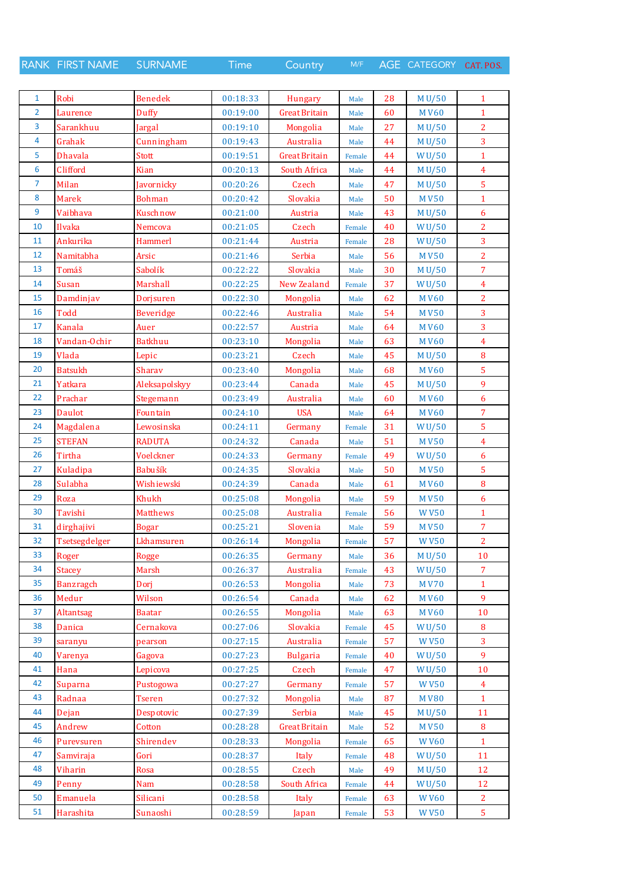| RANK | FIRST NAME | SURNAME | Time | Country | M/F | AGE | CATEGORY | CAT. POS. |
|---|---|---|---|---|---|---|---|---|
| 1 | Robi | Benedek | 00:18:33 | Hungary | Male | 28 | M U/50 | 1 |
| 2 | Laurence | Duffy | 00:19:00 | Great Britain | Male | 60 | M V60 | 1 |
| 3 | Sarankhuu | Jargal | 00:19:10 | Mongolia | Male | 27 | M U/50 | 2 |
| 4 | Grahak | Cunningham | 00:19:43 | Australia | Male | 44 | M U/50 | 3 |
| 5 | Dhavala | Stott | 00:19:51 | Great Britain | Female | 44 | W U/50 | 1 |
| 6 | Clifford | Kian | 00:20:13 | South Africa | Male | 44 | M U/50 | 4 |
| 7 | Milan | Javornicky | 00:20:26 | Czech | Male | 47 | M U/50 | 5 |
| 8 | Marek | Bohman | 00:20:42 | Slovakia | Male | 50 | M V50 | 1 |
| 9 | Vaibhava | Kuschnow | 00:21:00 | Austria | Male | 43 | M U/50 | 6 |
| 10 | Ilvaka | Nemcova | 00:21:05 | Czech | Female | 40 | W U/50 | 2 |
| 11 | Ankurika | Hammerl | 00:21:44 | Austria | Female | 28 | W U/50 | 3 |
| 12 | Namitabha | Arsic | 00:21:46 | Serbia | Male | 56 | M V50 | 2 |
| 13 | Tomáš | Sabolík | 00:22:22 | Slovakia | Male | 30 | M U/50 | 7 |
| 14 | Susan | Marshall | 00:22:25 | New Zealand | Female | 37 | W U/50 | 4 |
| 15 | Damdinjav | Dorjsuren | 00:22:30 | Mongolia | Male | 62 | M V60 | 2 |
| 16 | Todd | Beveridge | 00:22:46 | Australia | Male | 54 | M V50 | 3 |
| 17 | Kanala | Auer | 00:22:57 | Austria | Male | 64 | M V60 | 3 |
| 18 | Vandan-Ochir | Batkhuu | 00:23:10 | Mongolia | Male | 63 | M V60 | 4 |
| 19 | Vlada | Lepic | 00:23:21 | Czech | Male | 45 | M U/50 | 8 |
| 20 | Batsukh | Sharav | 00:23:40 | Mongolia | Male | 68 | M V60 | 5 |
| 21 | Yatkara | Aleksapolskyy | 00:23:44 | Canada | Male | 45 | M U/50 | 9 |
| 22 | Prachar | Stegemann | 00:23:49 | Australia | Male | 60 | M V60 | 6 |
| 23 | Daulot | Fountain | 00:24:10 | USA | Male | 64 | M V60 | 7 |
| 24 | Magdalena | Lewosinska | 00:24:11 | Germany | Female | 31 | W U/50 | 5 |
| 25 | STEFAN | RADUTA | 00:24:32 | Canada | Male | 51 | M V50 | 4 |
| 26 | Tirtha | Voelckner | 00:24:33 | Germany | Female | 49 | W U/50 | 6 |
| 27 | Kuladipa | Babušík | 00:24:35 | Slovakia | Male | 50 | M V50 | 5 |
| 28 | Sulabha | Wishiewski | 00:24:39 | Canada | Male | 61 | M V60 | 8 |
| 29 | Roza | Khukh | 00:25:08 | Mongolia | Male | 59 | M V50 | 6 |
| 30 | Tavishi | Matthews | 00:25:08 | Australia | Female | 56 | W V50 | 1 |
| 31 | dirghajivi | Bogar | 00:25:21 | Slovenia | Male | 59 | M V50 | 7 |
| 32 | Tsetsegdelger | Lkhamsuren | 00:26:14 | Mongolia | Female | 57 | W V50 | 2 |
| 33 | Roger | Rogge | 00:26:35 | Germany | Male | 36 | M U/50 | 10 |
| 34 | Stacey | Marsh | 00:26:37 | Australia | Female | 43 | W U/50 | 7 |
| 35 | Banzragch | Dorj | 00:26:53 | Mongolia | Male | 73 | M V70 | 1 |
| 36 | Medur | Wilson | 00:26:54 | Canada | Male | 62 | M V60 | 9 |
| 37 | Altantsag | Baatar | 00:26:55 | Mongolia | Male | 63 | M V60 | 10 |
| 38 | Danica | Cernakova | 00:27:06 | Slovakia | Female | 45 | W U/50 | 8 |
| 39 | saranyu | pearson | 00:27:15 | Australia | Female | 57 | W V50 | 3 |
| 40 | Varenya | Gagova | 00:27:23 | Bulgaria | Female | 40 | W U/50 | 9 |
| 41 | Hana | Lepicova | 00:27:25 | Czech | Female | 47 | W U/50 | 10 |
| 42 | Suparna | Pustogowa | 00:27:27 | Germany | Female | 57 | W V50 | 4 |
| 43 | Radnaa | Tseren | 00:27:32 | Mongolia | Male | 87 | M V80 | 1 |
| 44 | Dejan | Despotovic | 00:27:39 | Serbia | Male | 45 | M U/50 | 11 |
| 45 | Andrew | Cotton | 00:28:28 | Great Britain | Male | 52 | M V50 | 8 |
| 46 | Purevsuren | Shirendev | 00:28:33 | Mongolia | Female | 65 | W V60 | 1 |
| 47 | Samviraja | Gori | 00:28:37 | Italy | Female | 48 | W U/50 | 11 |
| 48 | Viharin | Rosa | 00:28:55 | Czech | Male | 49 | M U/50 | 12 |
| 49 | Penny | Nam | 00:28:58 | South Africa | Female | 44 | W U/50 | 12 |
| 50 | Emanuela | Silicani | 00:28:58 | Italy | Female | 63 | W V60 | 2 |
| 51 | Harashita | Sunaoshi | 00:28:59 | Japan | Female | 53 | W V50 | 5 |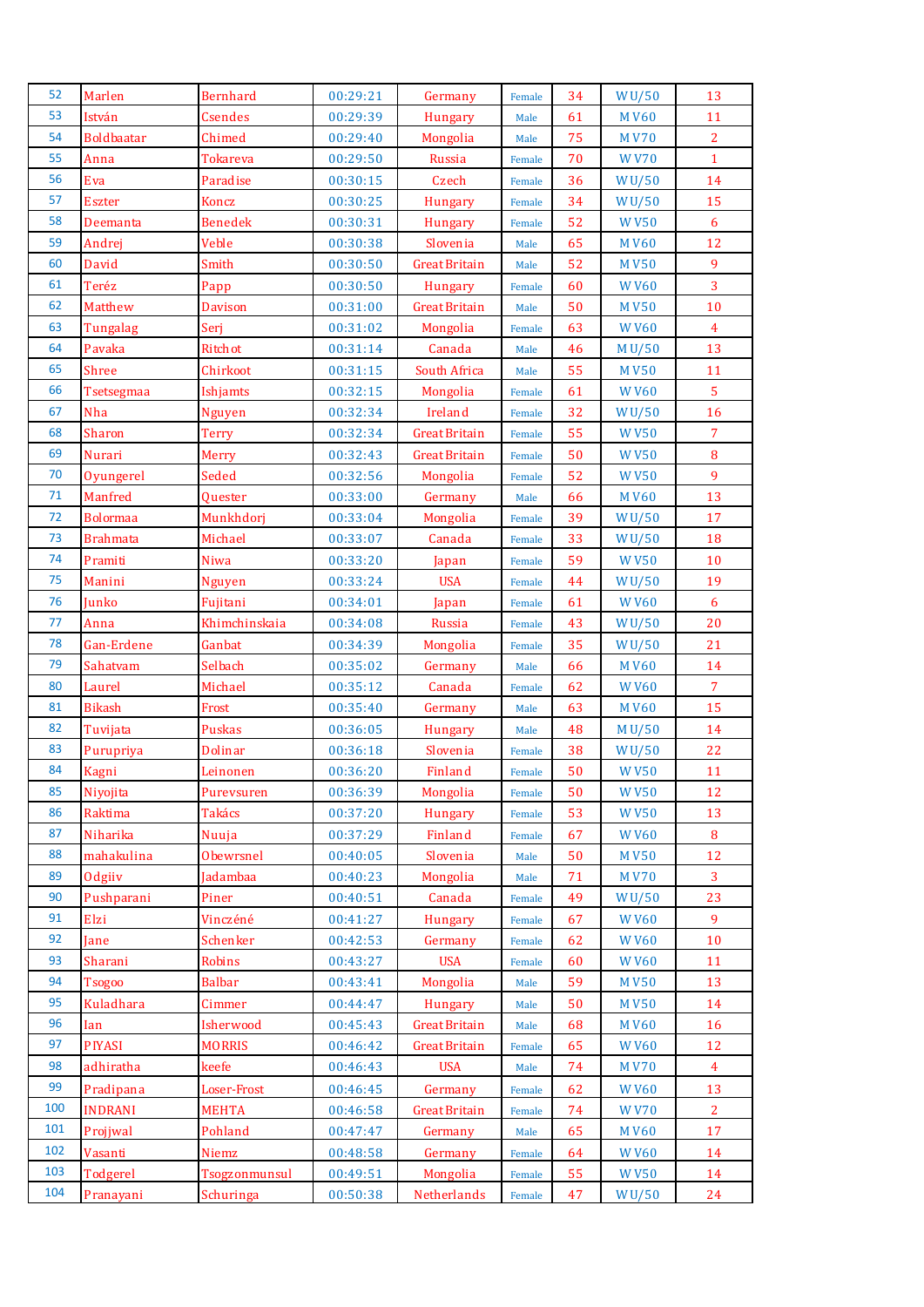| | | | | | | | | |
|---|---|---|---|---|---|---|---|---|
| 52 | Marlen | Bernhard | 00:29:21 | Germany | Female | 34 | W U/50 | 13 |
| 53 | István | Csendes | 00:29:39 | Hungary | Male | 61 | M V60 | 11 |
| 54 | Boldbaatar | Chimed | 00:29:40 | Mongolia | Male | 75 | M V70 | 2 |
| 55 | Anna | Tokareva | 00:29:50 | Russia | Female | 70 | W V70 | 1 |
| 56 | Eva | Paradise | 00:30:15 | Czech | Female | 36 | W U/50 | 14 |
| 57 | Eszter | Koncz | 00:30:25 | Hungary | Female | 34 | W U/50 | 15 |
| 58 | Deemanta | Benedek | 00:30:31 | Hungary | Female | 52 | W V50 | 6 |
| 59 | Andrej | Veble | 00:30:38 | Slovenia | Male | 65 | M V60 | 12 |
| 60 | David | Smith | 00:30:50 | Great Britain | Male | 52 | M V50 | 9 |
| 61 | Teréz | Papp | 00:30:50 | Hungary | Female | 60 | W V60 | 3 |
| 62 | Matthew | Davison | 00:31:00 | Great Britain | Male | 50 | M V50 | 10 |
| 63 | Tungalag | Serj | 00:31:02 | Mongolia | Female | 63 | W V60 | 4 |
| 64 | Pavaka | Ritchot | 00:31:14 | Canada | Male | 46 | M U/50 | 13 |
| 65 | Shree | Chirkoot | 00:31:15 | South Africa | Male | 55 | M V50 | 11 |
| 66 | Tsetsegmaa | Ishjamts | 00:32:15 | Mongolia | Female | 61 | W V60 | 5 |
| 67 | Nha | Nguyen | 00:32:34 | Ireland | Female | 32 | W U/50 | 16 |
| 68 | Sharon | Terry | 00:32:34 | Great Britain | Female | 55 | W V50 | 7 |
| 69 | Nurari | Merry | 00:32:43 | Great Britain | Female | 50 | W V50 | 8 |
| 70 | Oyungerel | Seded | 00:32:56 | Mongolia | Female | 52 | W V50 | 9 |
| 71 | Manfred | Quester | 00:33:00 | Germany | Male | 66 | M V60 | 13 |
| 72 | Bolormaa | Munkhdorj | 00:33:04 | Mongolia | Female | 39 | W U/50 | 17 |
| 73 | Brahmata | Michael | 00:33:07 | Canada | Female | 33 | W U/50 | 18 |
| 74 | Pramiti | Niwa | 00:33:20 | Japan | Female | 59 | W V50 | 10 |
| 75 | Manini | Nguyen | 00:33:24 | USA | Female | 44 | W U/50 | 19 |
| 76 | Junko | Fujitani | 00:34:01 | Japan | Female | 61 | W V60 | 6 |
| 77 | Anna | Khimchinskaia | 00:34:08 | Russia | Female | 43 | W U/50 | 20 |
| 78 | Gan-Erdene | Ganbat | 00:34:39 | Mongolia | Female | 35 | W U/50 | 21 |
| 79 | Sahatvam | Selbach | 00:35:02 | Germany | Male | 66 | M V60 | 14 |
| 80 | Laurel | Michael | 00:35:12 | Canada | Female | 62 | W V60 | 7 |
| 81 | Bikash | Frost | 00:35:40 | Germany | Male | 63 | M V60 | 15 |
| 82 | Tuvijata | Puskas | 00:36:05 | Hungary | Male | 48 | M U/50 | 14 |
| 83 | Purupriya | Dolinar | 00:36:18 | Slovenia | Female | 38 | W U/50 | 22 |
| 84 | Kagni | Leinonen | 00:36:20 | Finland | Female | 50 | W V50 | 11 |
| 85 | Niyojita | Purevsuren | 00:36:39 | Mongolia | Female | 50 | W V50 | 12 |
| 86 | Raktima | Takács | 00:37:20 | Hungary | Female | 53 | W V50 | 13 |
| 87 | Niharika | Nuuja | 00:37:29 | Finland | Female | 67 | W V60 | 8 |
| 88 | mahakulina | Obewrsnel | 00:40:05 | Slovenia | Male | 50 | M V50 | 12 |
| 89 | Odgiiv | Jadambaa | 00:40:23 | Mongolia | Male | 71 | M V70 | 3 |
| 90 | Pushparani | Piner | 00:40:51 | Canada | Female | 49 | W U/50 | 23 |
| 91 | Elzi | Vinczéné | 00:41:27 | Hungary | Female | 67 | W V60 | 9 |
| 92 | Jane | Schenker | 00:42:53 | Germany | Female | 62 | W V60 | 10 |
| 93 | Sharani | Robins | 00:43:27 | USA | Female | 60 | W V60 | 11 |
| 94 | Tsogoo | Balbar | 00:43:41 | Mongolia | Male | 59 | M V50 | 13 |
| 95 | Kuladhara | Cimmer | 00:44:47 | Hungary | Male | 50 | M V50 | 14 |
| 96 | Ian | Isherwood | 00:45:43 | Great Britain | Male | 68 | M V60 | 16 |
| 97 | PIYASI | MORRIS | 00:46:42 | Great Britain | Female | 65 | W V60 | 12 |
| 98 | adhiratha | keefe | 00:46:43 | USA | Male | 74 | M V70 | 4 |
| 99 | Pradipana | Loser-Frost | 00:46:45 | Germany | Female | 62 | W V60 | 13 |
| 100 | INDRANI | MEHTA | 00:46:58 | Great Britain | Female | 74 | W V70 | 2 |
| 101 | Projjwal | Pohland | 00:47:47 | Germany | Male | 65 | M V60 | 17 |
| 102 | Vasanti | Niemz | 00:48:58 | Germany | Female | 64 | W V60 | 14 |
| 103 | Todgerel | Tsogzonmunsul | 00:49:51 | Mongolia | Female | 55 | W V50 | 14 |
| 104 | Pranayani | Schuringa | 00:50:38 | Netherlands | Female | 47 | W U/50 | 24 |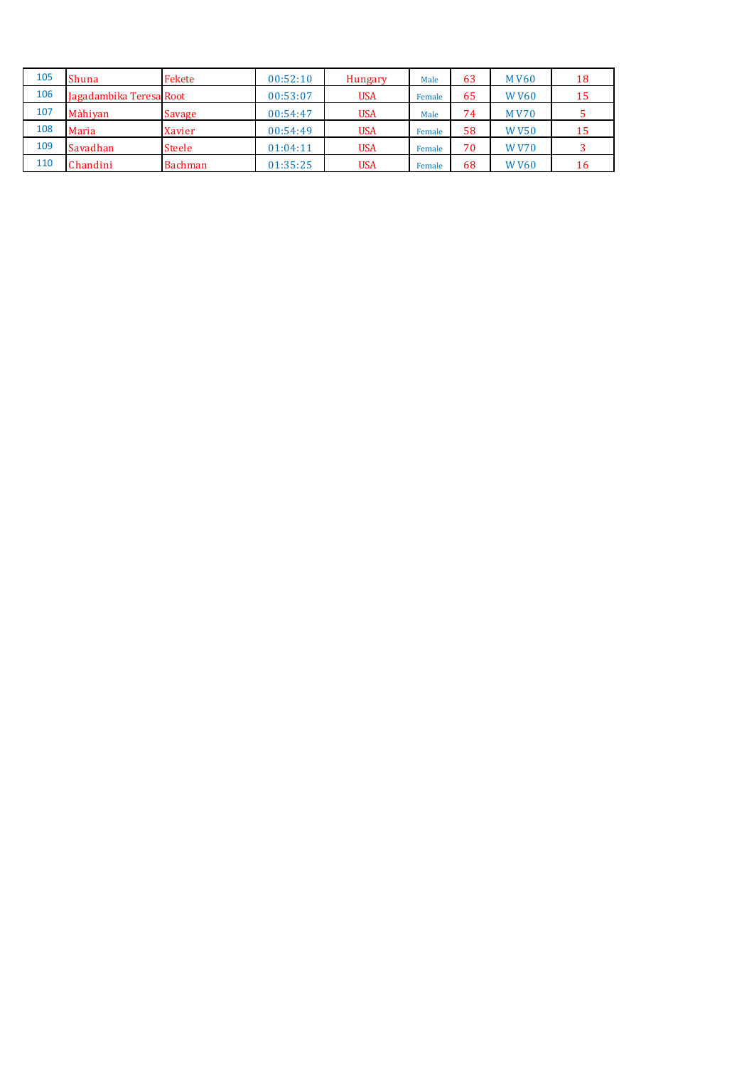| | | | | | | | | |
|---|---|---|---|---|---|---|---|---|
| 105 | Shuna | Fekete | 00:52:10 | Hungary | Male | 63 | M V60 | 18 |
| 106 | Jagadambika Teresa | Root | 00:53:07 | USA | Female | 65 | W V60 | 15 |
| 107 | Màhiyan | Savage | 00:54:47 | USA | Male | 74 | M V70 | 5 |
| 108 | Maria | Xavier | 00:54:49 | USA | Female | 58 | W V50 | 15 |
| 109 | Savadhan | Steele | 01:04:11 | USA | Female | 70 | W V70 | 3 |
| 110 | Chandini | Bachman | 01:35:25 | USA | Female | 68 | W V60 | 16 |